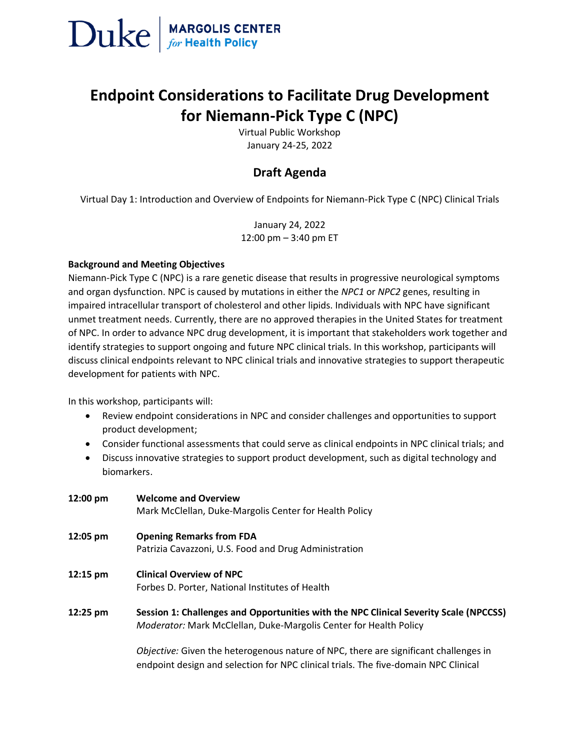**Duke | MARGOLIS CENTER *for* Health Policy**

# Endpoint Considerations to Facilitate Drug Development for Niemann-Pick Type C (NPC)

Virtual Public Workshop
January 24-25, 2022

## Draft Agenda

Virtual Day 1: Introduction and Overview of Endpoints for Niemann-Pick Type C (NPC) Clinical Trials

January 24, 2022
12:00 pm – 3:40 pm ET

**Background and Meeting Objectives**

Niemann-Pick Type C (NPC) is a rare genetic disease that results in progressive neurological symptoms and organ dysfunction. NPC is caused by mutations in either the *NPC1* or *NPC2* genes, resulting in impaired intracellular transport of cholesterol and other lipids. Individuals with NPC have significant unmet treatment needs. Currently, there are no approved therapies in the United States for treatment of NPC. In order to advance NPC drug development, it is important that stakeholders work together and identify strategies to support ongoing and future NPC clinical trials. In this workshop, participants will discuss clinical endpoints relevant to NPC clinical trials and innovative strategies to support therapeutic development for patients with NPC.

In this workshop, participants will:

- Review endpoint considerations in NPC and consider challenges and opportunities to support product development;
- Consider functional assessments that could serve as clinical endpoints in NPC clinical trials; and
- Discuss innovative strategies to support product development, such as digital technology and biomarkers.

**12:00 pm** **Welcome and Overview**
Mark McClellan, Duke-Margolis Center for Health Policy

**12:05 pm** **Opening Remarks from FDA**
Patrizia Cavazzoni, U.S. Food and Drug Administration

**12:15 pm** **Clinical Overview of NPC**
Forbes D. Porter, National Institutes of Health

**12:25 pm** **Session 1: Challenges and Opportunities with the NPC Clinical Severity Scale (NPCCSS)**
*Moderator:* Mark McClellan, Duke-Margolis Center for Health Policy

*Objective:* Given the heterogenous nature of NPC, there are significant challenges in endpoint design and selection for NPC clinical trials. The five-domain NPC Clinical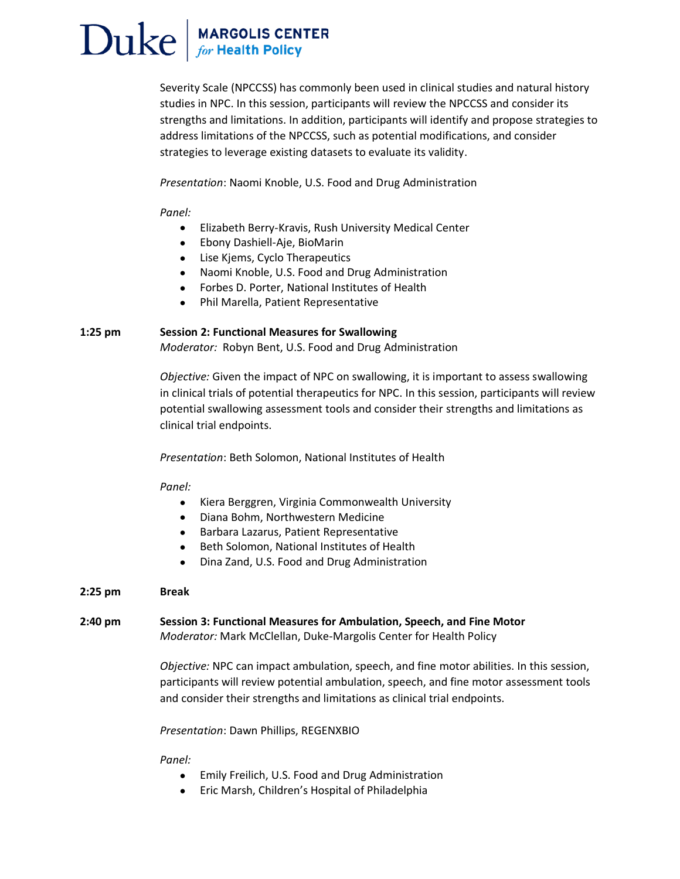Severity Scale (NPCCSS) has commonly been used in clinical studies and natural history studies in NPC. In this session, participants will review the NPCCSS and consider its strengths and limitations. In addition, participants will identify and propose strategies to address limitations of the NPCCSS, such as potential modifications, and consider strategies to leverage existing datasets to evaluate its validity.

*Presentation*: Naomi Knoble, U.S. Food and Drug Administration

*Panel:*

- Elizabeth Berry-Kravis, Rush University Medical Center
- Ebony Dashiell-Aje, BioMarin
- Lise Kjems, Cyclo Therapeutics
- Naomi Knoble, U.S. Food and Drug Administration
- Forbes D. Porter, National Institutes of Health
- Phil Marella, Patient Representative

**1:25 pm** **Session 2: Functional Measures for Swallowing**
*Moderator:* Robyn Bent, U.S. Food and Drug Administration

*Objective:* Given the impact of NPC on swallowing, it is important to assess swallowing in clinical trials of potential therapeutics for NPC. In this session, participants will review potential swallowing assessment tools and consider their strengths and limitations as clinical trial endpoints.

*Presentation*: Beth Solomon, National Institutes of Health

*Panel:*

- Kiera Berggren, Virginia Commonwealth University
- Diana Bohm, Northwestern Medicine
- Barbara Lazarus, Patient Representative
- Beth Solomon, National Institutes of Health
- Dina Zand, U.S. Food and Drug Administration

**2:25 pm** **Break**

**2:40 pm** **Session 3: Functional Measures for Ambulation, Speech, and Fine Motor**
*Moderator:* Mark McClellan, Duke-Margolis Center for Health Policy

*Objective:* NPC can impact ambulation, speech, and fine motor abilities. In this session, participants will review potential ambulation, speech, and fine motor assessment tools and consider their strengths and limitations as clinical trial endpoints.

*Presentation*: Dawn Phillips, REGENXBIO

*Panel:*

- Emily Freilich, U.S. Food and Drug Administration
- Eric Marsh, Children's Hospital of Philadelphia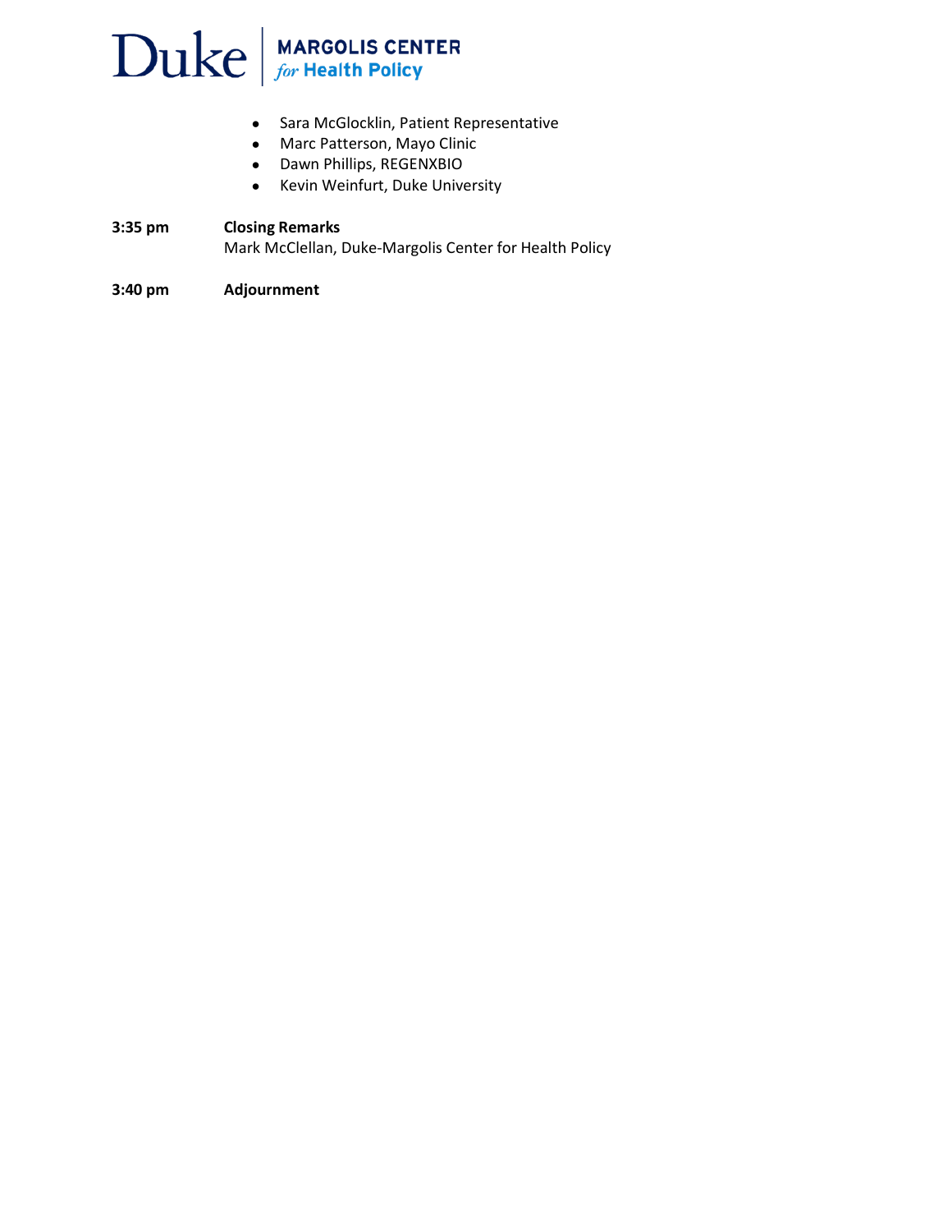- Sara McGlocklin, Patient Representative
- Marc Patterson, Mayo Clinic
- Dawn Phillips, REGENXBIO
- Kevin Weinfurt, Duke University

**3:35 pm** **Closing Remarks**
Mark McClellan, Duke-Margolis Center for Health Policy

**3:40 pm** **Adjournment**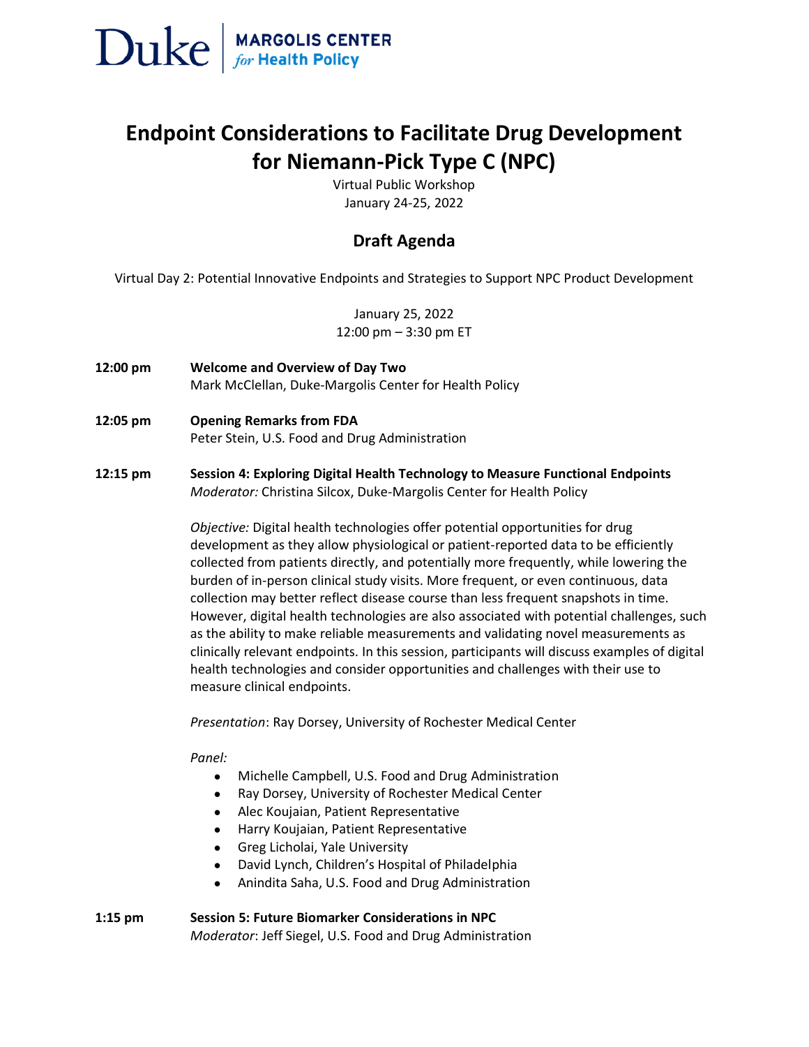Duke | MARGOLIS CENTER *for* Health Policy

# Endpoint Considerations to Facilitate Drug Development for Niemann-Pick Type C (NPC)

Virtual Public Workshop
January 24-25, 2022

## Draft Agenda

Virtual Day 2: Potential Innovative Endpoints and Strategies to Support NPC Product Development

January 25, 2022
12:00 pm – 3:30 pm ET

**12:00 pm** **Welcome and Overview of Day Two**
Mark McClellan, Duke-Margolis Center for Health Policy

**12:05 pm** **Opening Remarks from FDA**
Peter Stein, U.S. Food and Drug Administration

**12:15 pm** **Session 4: Exploring Digital Health Technology to Measure Functional Endpoints**
*Moderator:* Christina Silcox, Duke-Margolis Center for Health Policy

*Objective:* Digital health technologies offer potential opportunities for drug development as they allow physiological or patient-reported data to be efficiently collected from patients directly, and potentially more frequently, while lowering the burden of in-person clinical study visits. More frequent, or even continuous, data collection may better reflect disease course than less frequent snapshots in time. However, digital health technologies are also associated with potential challenges, such as the ability to make reliable measurements and validating novel measurements as clinically relevant endpoints. In this session, participants will discuss examples of digital health technologies and consider opportunities and challenges with their use to measure clinical endpoints.

*Presentation*: Ray Dorsey, University of Rochester Medical Center

*Panel:*

- Michelle Campbell, U.S. Food and Drug Administration
- Ray Dorsey, University of Rochester Medical Center
- Alec Koujaian, Patient Representative
- Harry Koujaian, Patient Representative
- Greg Licholai, Yale University
- David Lynch, Children's Hospital of Philadelphia
- Anindita Saha, U.S. Food and Drug Administration

**1:15 pm** **Session 5: Future Biomarker Considerations in NPC**
*Moderator*: Jeff Siegel, U.S. Food and Drug Administration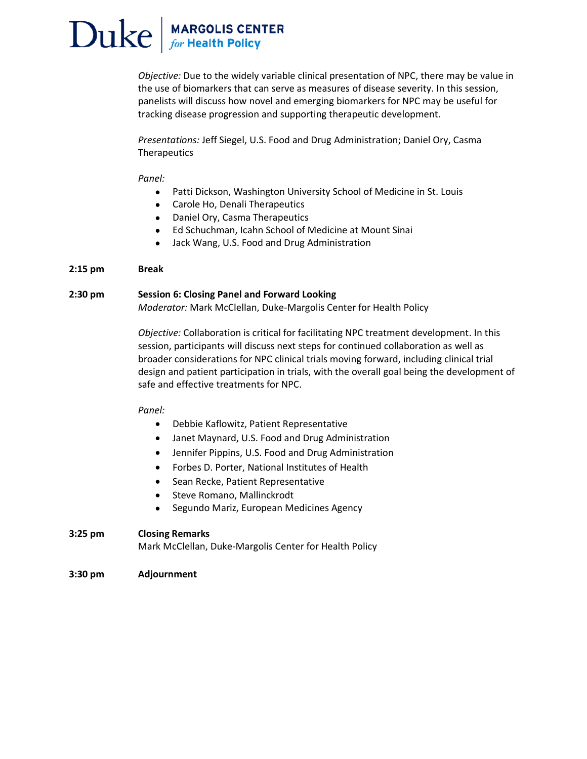*Objective:* Due to the widely variable clinical presentation of NPC, there may be value in the use of biomarkers that can serve as measures of disease severity. In this session, panelists will discuss how novel and emerging biomarkers for NPC may be useful for tracking disease progression and supporting therapeutic development.

*Presentations:* Jeff Siegel, U.S. Food and Drug Administration; Daniel Ory, Casma Therapeutics

*Panel:*

- Patti Dickson, Washington University School of Medicine in St. Louis
- Carole Ho, Denali Therapeutics
- Daniel Ory, Casma Therapeutics
- Ed Schuchman, Icahn School of Medicine at Mount Sinai
- Jack Wang, U.S. Food and Drug Administration

**2:15 pm** **Break**

**2:30 pm** **Session 6: Closing Panel and Forward Looking**
*Moderator:* Mark McClellan, Duke-Margolis Center for Health Policy

*Objective:* Collaboration is critical for facilitating NPC treatment development. In this session, participants will discuss next steps for continued collaboration as well as broader considerations for NPC clinical trials moving forward, including clinical trial design and patient participation in trials, with the overall goal being the development of safe and effective treatments for NPC.

*Panel:*

- Debbie Kaflowitz, Patient Representative
- Janet Maynard, U.S. Food and Drug Administration
- Jennifer Pippins, U.S. Food and Drug Administration
- Forbes D. Porter, National Institutes of Health
- Sean Recke, Patient Representative
- Steve Romano, Mallinckrodt
- Segundo Mariz, European Medicines Agency

**3:25 pm** **Closing Remarks**
Mark McClellan, Duke-Margolis Center for Health Policy

**3:30 pm** **Adjournment**